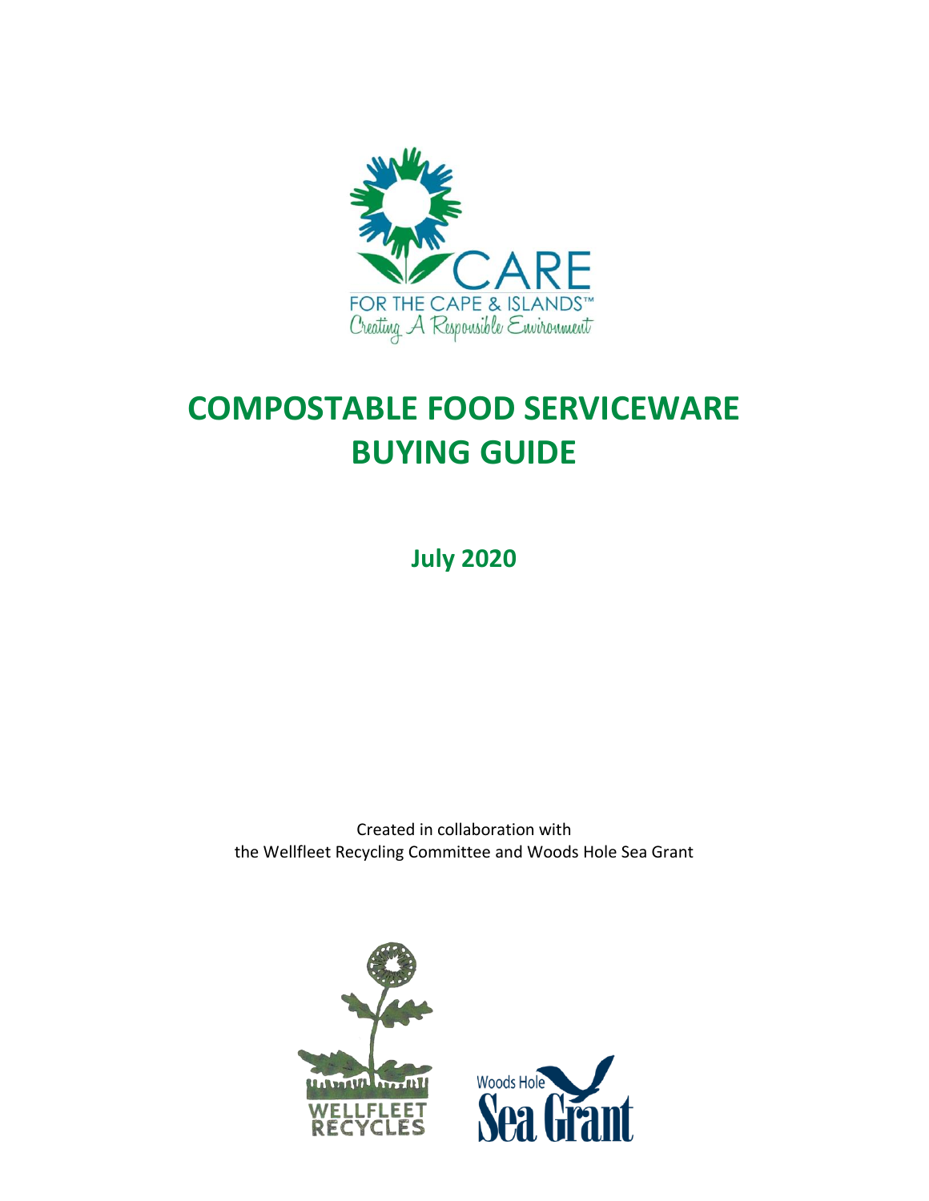CARE

FOR THE CAPE & ISLANDS™

Creating A Responsible Environment

# COMPOSTABLE FOOD SERVICEWARE BUYING GUIDE

**July 2020**

Created in collaboration with
the Wellfleet Recycling Committee and Woods Hole Sea Grant

WELLFLEET RECYCLES

Woods Hole Sea Grant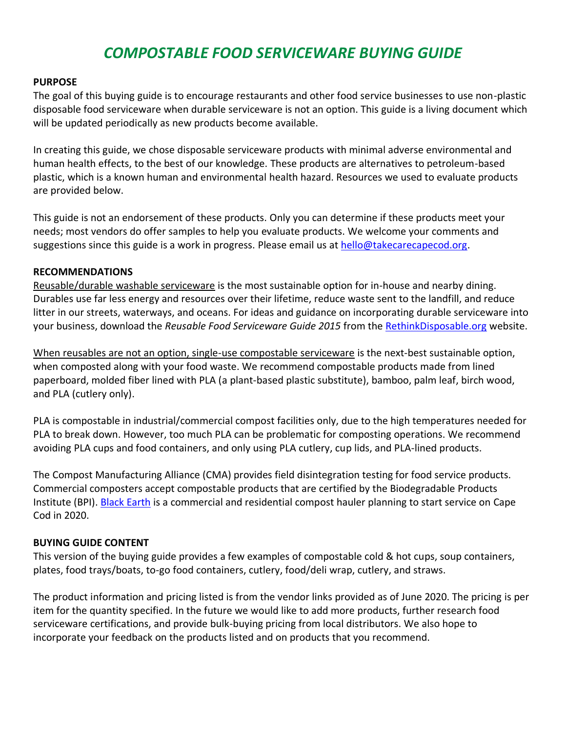# *COMPOSTABLE FOOD SERVICEWARE BUYING GUIDE*

**PURPOSE**

The goal of this buying guide is to encourage restaurants and other food service businesses to use non-plastic disposable food serviceware when durable serviceware is not an option. This guide is a living document which will be updated periodically as new products become available.

In creating this guide, we chose disposable serviceware products with minimal adverse environmental and human health effects, to the best of our knowledge. These products are alternatives to petroleum-based plastic, which is a known human and environmental health hazard. Resources we used to evaluate products are provided below.

This guide is not an endorsement of these products. Only you can determine if these products meet your needs; most vendors do offer samples to help you evaluate products. We welcome your comments and suggestions since this guide is a work in progress. Please email us at [hello@takecarecapecod.org](mailto:hello@takecarecapecod.org).

**RECOMMENDATIONS**

Reusable/durable washable serviceware is the most sustainable option for in-house and nearby dining. Durables use far less energy and resources over their lifetime, reduce waste sent to the landfill, and reduce litter in our streets, waterways, and oceans. For ideas and guidance on incorporating durable serviceware into your business, download the *Reusable Food Serviceware Guide 2015* from the [RethinkDisposable.org](RethinkDisposable.org) website.

When reusables are not an option, single-use compostable serviceware is the next-best sustainable option, when composted along with your food waste. We recommend compostable products made from lined paperboard, molded fiber lined with PLA (a plant-based plastic substitute), bamboo, palm leaf, birch wood, and PLA (cutlery only).

PLA is compostable in industrial/commercial compost facilities only, due to the high temperatures needed for PLA to break down. However, too much PLA can be problematic for composting operations. We recommend avoiding PLA cups and food containers, and only using PLA cutlery, cup lids, and PLA-lined products.

The Compost Manufacturing Alliance (CMA) provides field disintegration testing for food service products. Commercial composters accept compostable products that are certified by the Biodegradable Products Institute (BPI). [Black Earth](Black Earth) is a commercial and residential compost hauler planning to start service on Cape Cod in 2020.

**BUYING GUIDE CONTENT**

This version of the buying guide provides a few examples of compostable cold & hot cups, soup containers, plates, food trays/boats, to-go food containers, cutlery, food/deli wrap, cutlery, and straws.

The product information and pricing listed is from the vendor links provided as of June 2020. The pricing is per item for the quantity specified. In the future we would like to add more products, further research food serviceware certifications, and provide bulk-buying pricing from local distributors. We also hope to incorporate your feedback on the products listed and on products that you recommend.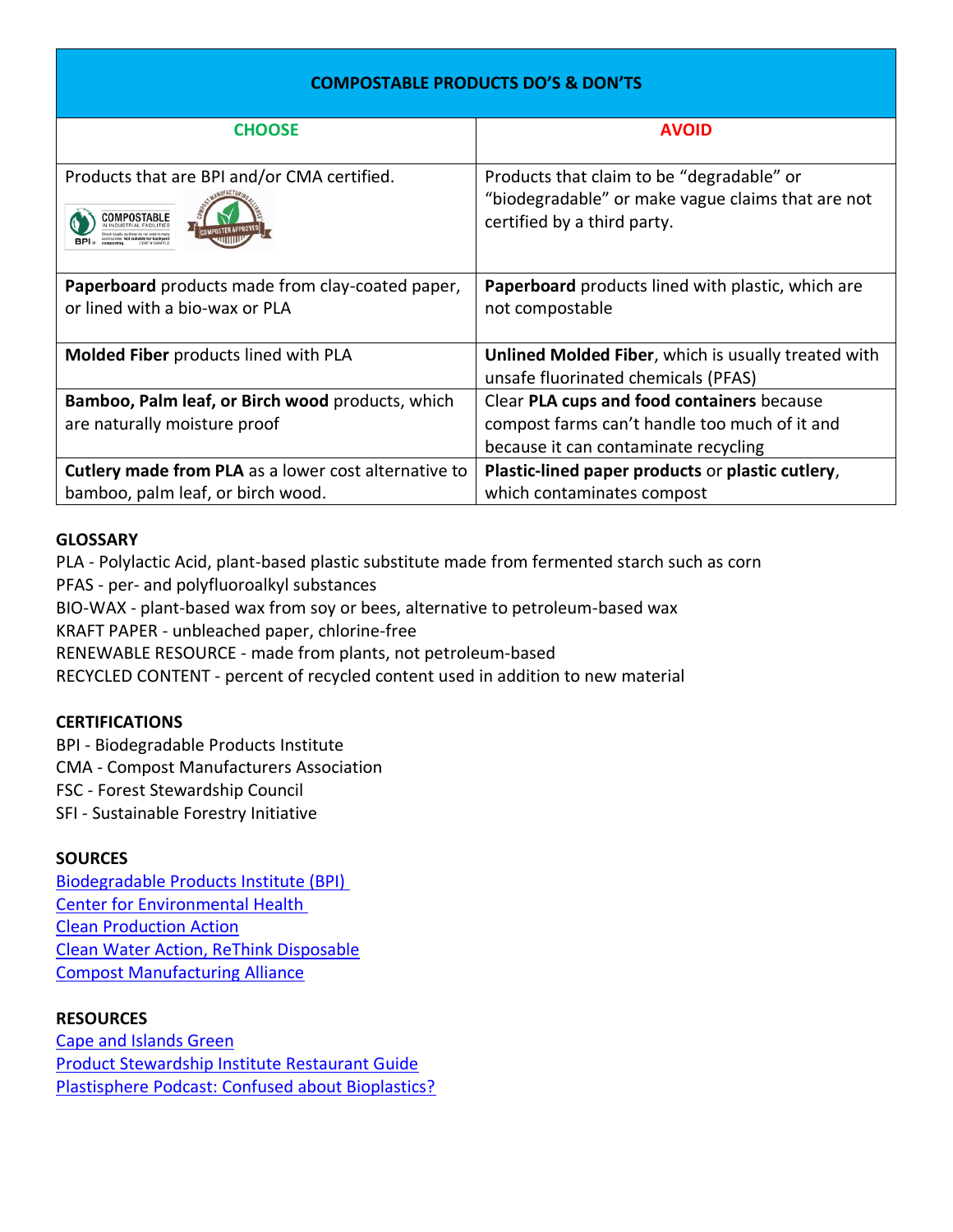| COMPOSTABLE PRODUCTS DO'S & DON'TS | |
|---|---|
| **CHOOSE** | **AVOID** |
| Products that are BPI and/or CMA certified. | Products that claim to be "degradable" or "biodegradable" or make vague claims that are not certified by a third party. |
| **Paperboard** products made from clay-coated paper, or lined with a bio-wax or PLA | **Paperboard** products lined with plastic, which are not compostable |
| **Molded Fiber** products lined with PLA | **Unlined Molded Fiber**, which is usually treated with unsafe fluorinated chemicals (PFAS) |
| **Bamboo, Palm leaf, or Birch wood** products, which are naturally moisture proof | Clear **PLA cups and food containers** because compost farms can't handle too much of it and because it can contaminate recycling |
| **Cutlery made from PLA** as a lower cost alternative to bamboo, palm leaf, or birch wood. | **Plastic-lined paper products** or **plastic cutlery**, which contaminates compost |

**GLOSSARY**

PLA - Polylactic Acid, plant-based plastic substitute made from fermented starch such as corn
PFAS - per- and polyfluoroalkyl substances
BIO-WAX - plant-based wax from soy or bees, alternative to petroleum-based wax
KRAFT PAPER - unbleached paper, chlorine-free
RENEWABLE RESOURCE - made from plants, not petroleum-based
RECYCLED CONTENT - percent of recycled content used in addition to new material

**CERTIFICATIONS**

BPI - Biodegradable Products Institute
CMA - Compost Manufacturers Association
FSC - Forest Stewardship Council
SFI - Sustainable Forestry Initiative

**SOURCES**

Biodegradable Products Institute (BPI)
Center for Environmental Health
Clean Production Action
Clean Water Action, ReThink Disposable
Compost Manufacturing Alliance

**RESOURCES**

Cape and Islands Green
Product Stewardship Institute Restaurant Guide
Plastisphere Podcast: Confused about Bioplastics?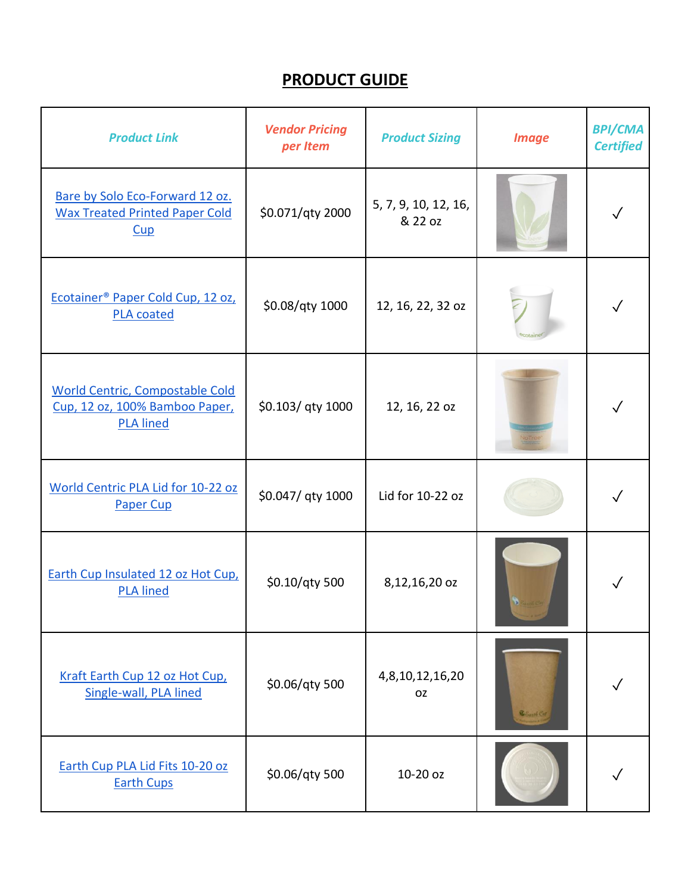# PRODUCT GUIDE

| Product Link | Vendor Pricing per Item | Product Sizing | Image | BPI/CMA Certified |
|---|---|---|---|---|
| Bare by Solo Eco-Forward 12 oz. Wax Treated Printed Paper Cold Cup | $0.071/qty 2000 | 5, 7, 9, 10, 12, 16, & 22 oz | | ✓ |
| Ecotainer® Paper Cold Cup, 12 oz, PLA coated | $0.08/qty 1000 | 12, 16, 22, 32 oz | | ✓ |
| World Centric, Compostable Cold Cup, 12 oz, 100% Bamboo Paper, PLA lined | $0.103/ qty 1000 | 12, 16, 22 oz | | ✓ |
| World Centric PLA Lid for 10-22 oz Paper Cup | $0.047/ qty 1000 | Lid for 10-22 oz | | ✓ |
| Earth Cup Insulated 12 oz Hot Cup, PLA lined | $0.10/qty 500 | 8,12,16,20 oz | | ✓ |
| Kraft Earth Cup 12 oz Hot Cup, Single-wall, PLA lined | $0.06/qty 500 | 4,8,10,12,16,20 oz | | ✓ |
| Earth Cup PLA Lid Fits 10-20 oz Earth Cups | $0.06/qty 500 | 10-20 oz | | ✓ |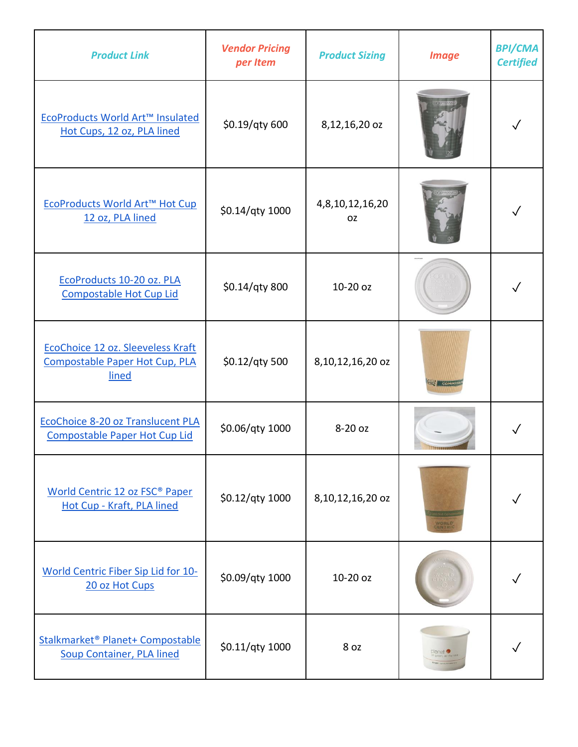| Product Link | Vendor Pricing per Item | Product Sizing | Image | BPI/CMA Certified |
|---|---|---|---|---|
| EcoProducts World Art™ Insulated Hot Cups, 12 oz, PLA lined | $0.19/qty 600 | 8,12,16,20 oz | | ✓ |
| EcoProducts World Art™ Hot Cup 12 oz, PLA lined | $0.14/qty 1000 | 4,8,10,12,16,20 oz | | ✓ |
| EcoProducts 10-20 oz. PLA Compostable Hot Cup Lid | $0.14/qty 800 | 10-20 oz | | ✓ |
| EcoChoice 12 oz. Sleeveless Kraft Compostable Paper Hot Cup, PLA lined | $0.12/qty 500 | 8,10,12,16,20 oz | | |
| EcoChoice 8-20 oz Translucent PLA Compostable Paper Hot Cup Lid | $0.06/qty 1000 | 8-20 oz | | ✓ |
| World Centric 12 oz FSC® Paper Hot Cup - Kraft, PLA lined | $0.12/qty 1000 | 8,10,12,16,20 oz | | ✓ |
| World Centric Fiber Sip Lid for 10-20 oz Hot Cups | $0.09/qty 1000 | 10-20 oz | | ✓ |
| Stalkmarket® Planet+ Compostable Soup Container, PLA lined | $0.11/qty 1000 | 8 oz | | ✓ |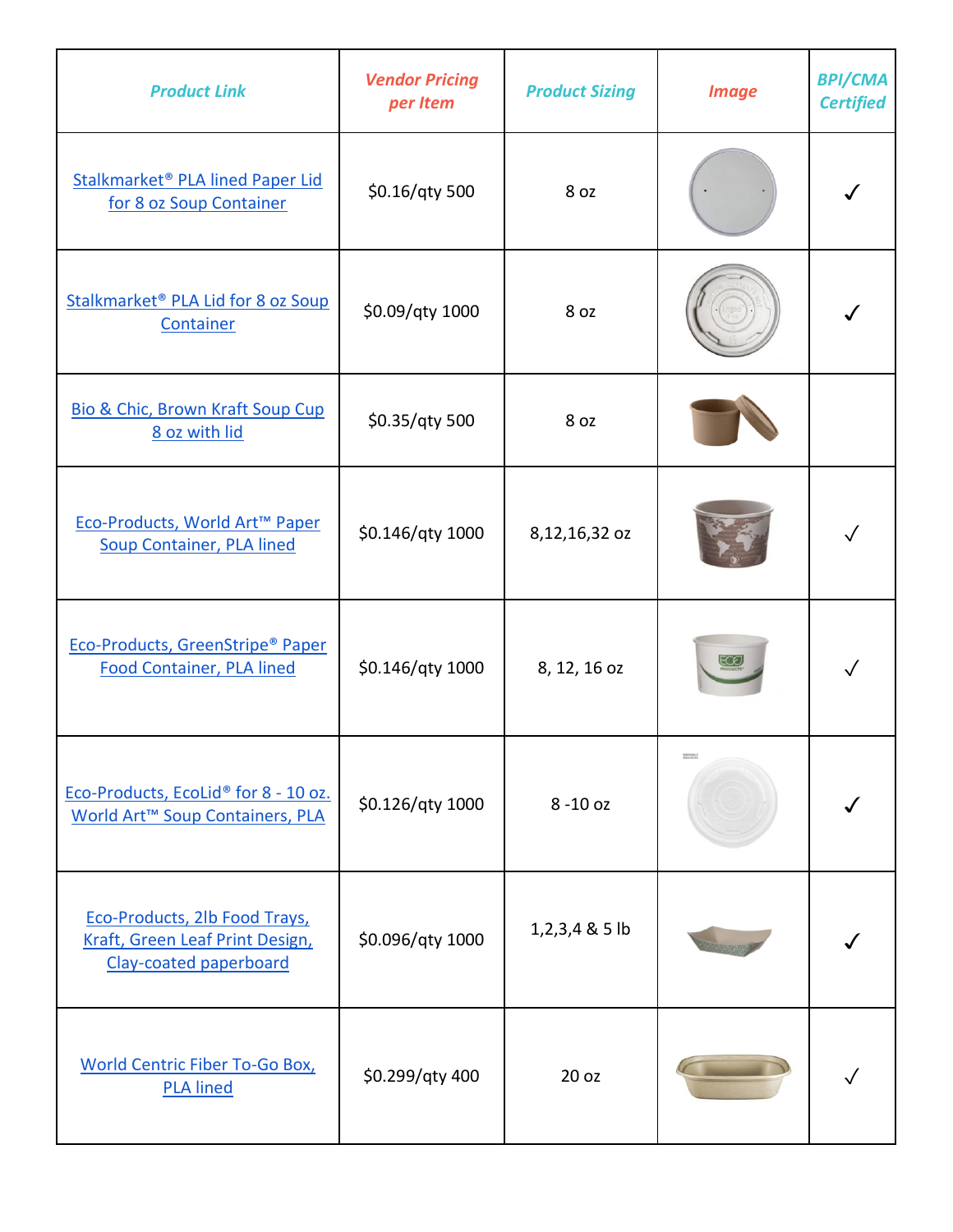| Product Link | Vendor Pricing per Item | Product Sizing | Image | BPI/CMA Certified |
|---|---|---|---|---|
| Stalkmarket® PLA lined Paper Lid for 8 oz Soup Container | $0.16/qty 500 | 8 oz | | ✓ |
| Stalkmarket® PLA Lid for 8 oz Soup Container | $0.09/qty 1000 | 8 oz | | ✓ |
| Bio & Chic, Brown Kraft Soup Cup 8 oz with lid | $0.35/qty 500 | 8 oz | | |
| Eco-Products, World Art™ Paper Soup Container, PLA lined | $0.146/qty 1000 | 8,12,16,32 oz | | ✓ |
| Eco-Products, GreenStripe® Paper Food Container, PLA lined | $0.146/qty 1000 | 8, 12, 16 oz | | ✓ |
| Eco-Products, EcoLid® for 8 - 10 oz. World Art™ Soup Containers, PLA | $0.126/qty 1000 | 8 -10 oz | | ✓ |
| Eco-Products, 2lb Food Trays, Kraft, Green Leaf Print Design, Clay-coated paperboard | $0.096/qty 1000 | 1,2,3,4 & 5 lb | | ✓ |
| World Centric Fiber To-Go Box, PLA lined | $0.299/qty 400 | 20 oz | | ✓ |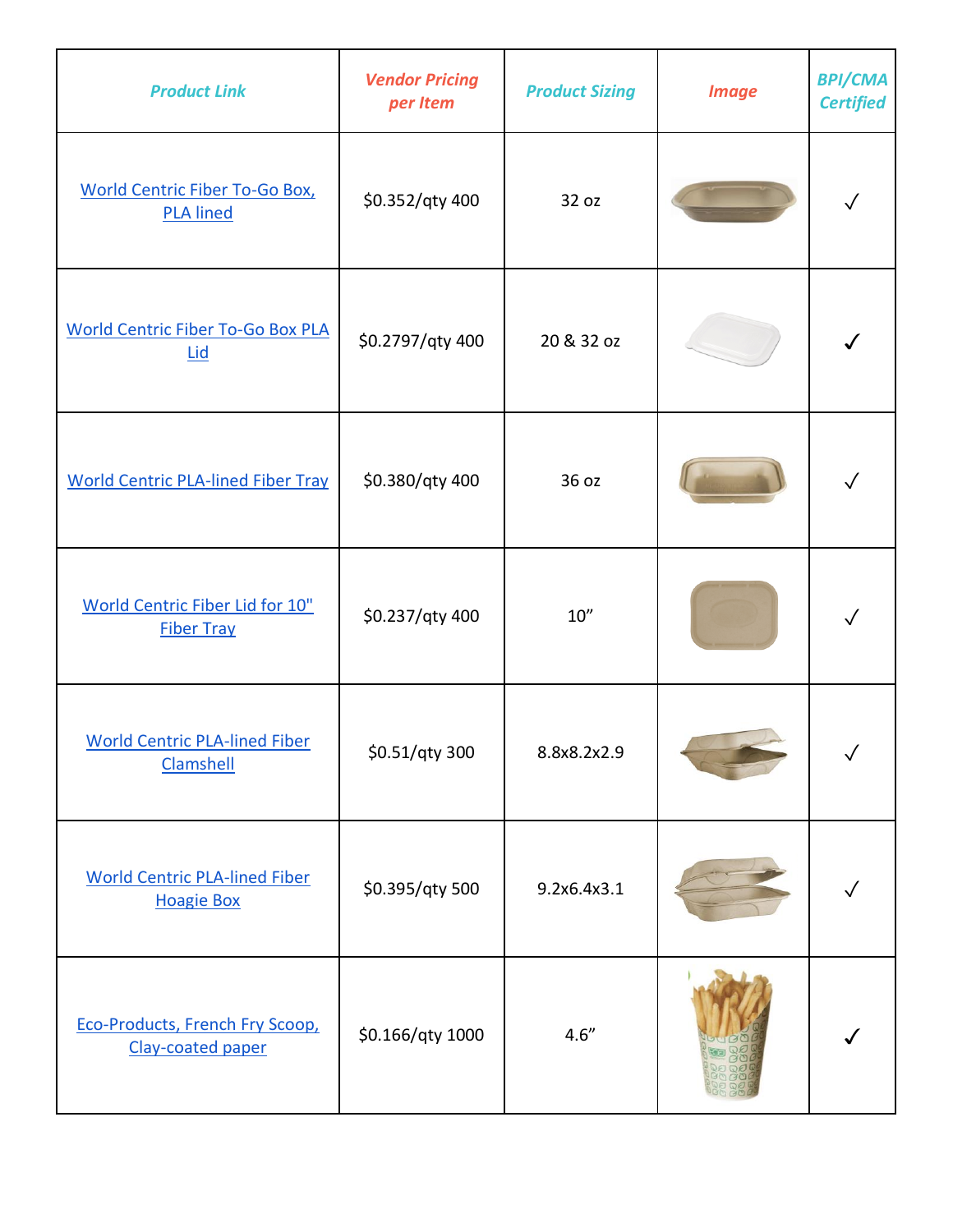| Product Link | Vendor Pricing per Item | Product Sizing | Image | BPI/CMA Certified |
|---|---|---|---|---|
| World Centric Fiber To-Go Box, PLA lined | $0.352/qty 400 | 32 oz | | ✓ |
| World Centric Fiber To-Go Box PLA Lid | $0.2797/qty 400 | 20 & 32 oz | | ✓ |
| World Centric PLA-lined Fiber Tray | $0.380/qty 400 | 36 oz | | ✓ |
| World Centric Fiber Lid for 10" Fiber Tray | $0.237/qty 400 | 10” | | ✓ |
| World Centric PLA-lined Fiber Clamshell | $0.51/qty 300 | 8.8x8.2x2.9 | | ✓ |
| World Centric PLA-lined Fiber Hoagie Box | $0.395/qty 500 | 9.2x6.4x3.1 | | ✓ |
| Eco-Products, French Fry Scoop, Clay-coated paper | $0.166/qty 1000 | 4.6” | | ✓ |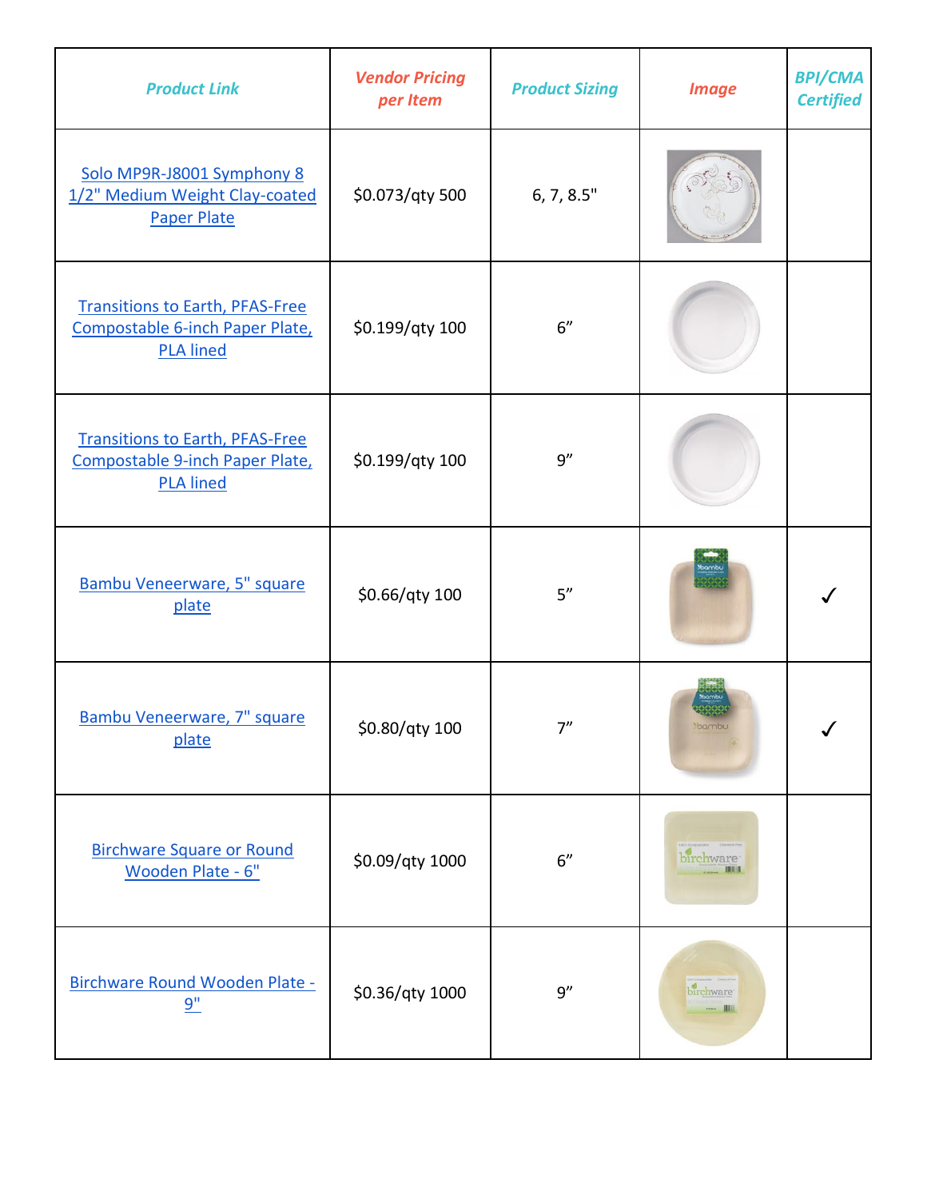| Product Link | Vendor Pricing per Item | Product Sizing | Image | BPI/CMA Certified |
|---|---|---|---|---|
| Solo MP9R-J8001 Symphony 8 1/2" Medium Weight Clay-coated Paper Plate | $0.073/qty 500 | 6, 7, 8.5" | | |
| Transitions to Earth, PFAS-Free Compostable 6-inch Paper Plate, PLA lined | $0.199/qty 100 | 6" | | |
| Transitions to Earth, PFAS-Free Compostable 9-inch Paper Plate, PLA lined | $0.199/qty 100 | 9" | | |
| Bambu Veneerware, 5" square plate | $0.66/qty 100 | 5" | | ✓ |
| Bambu Veneerware, 7" square plate | $0.80/qty 100 | 7" | | ✓ |
| Birchware Square or Round Wooden Plate - 6" | $0.09/qty 1000 | 6" | | |
| Birchware Round Wooden Plate - 9" | $0.36/qty 1000 | 9" | | |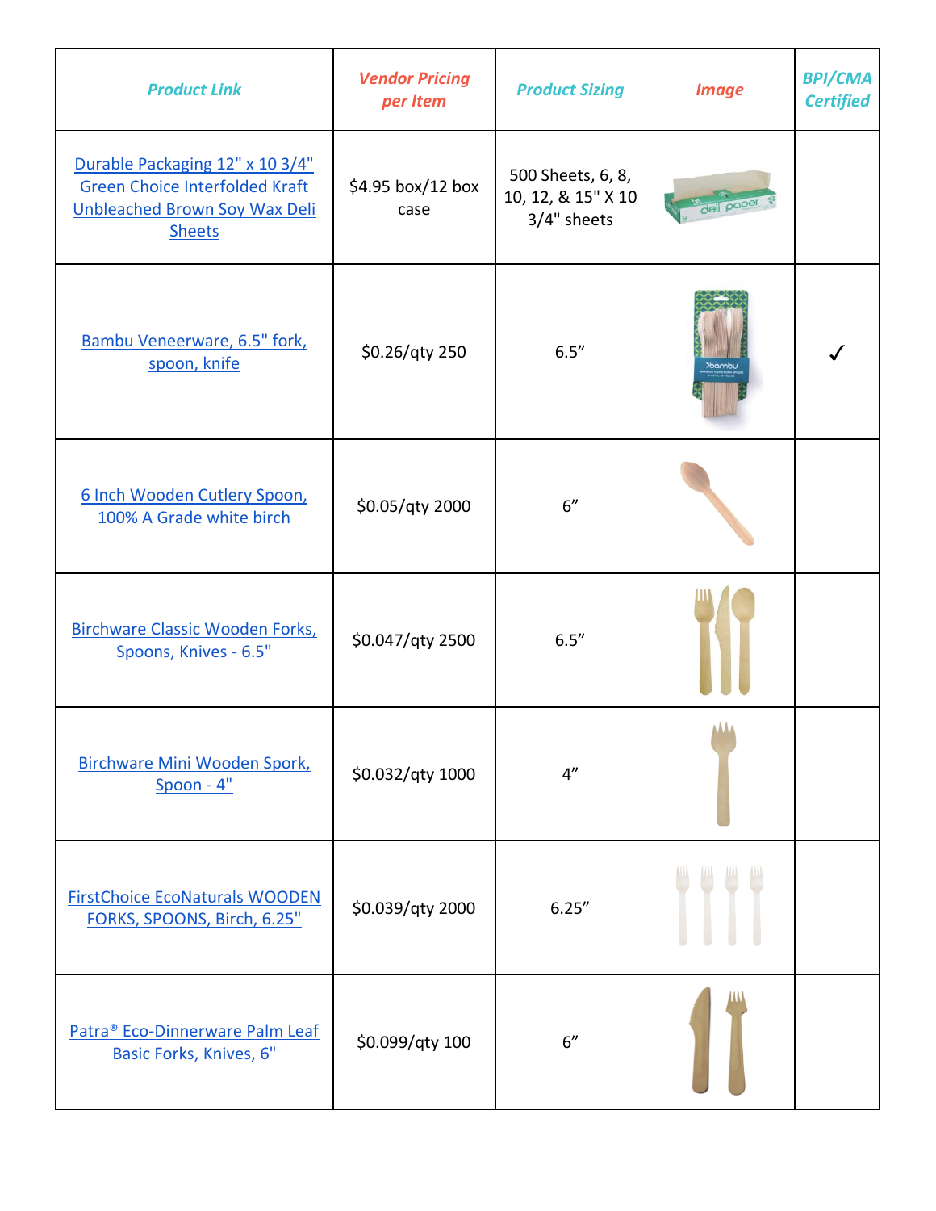| Product Link | Vendor Pricing per Item | Product Sizing | Image | BPI/CMA Certified |
|---|---|---|---|---|
| Durable Packaging 12" x 10 3/4" Green Choice Interfolded Kraft Unbleached Brown Soy Wax Deli Sheets | $4.95 box/12 box case | 500 Sheets, 6, 8, 10, 12, & 15" X 10 3/4" sheets | | |
| Bambu Veneerware, 6.5" fork, spoon, knife | $0.26/qty 250 | 6.5” | | ✓ |
| 6 Inch Wooden Cutlery Spoon, 100% A Grade white birch | $0.05/qty 2000 | 6” | | |
| Birchware Classic Wooden Forks, Spoons, Knives - 6.5" | $0.047/qty 2500 | 6.5” | | |
| Birchware Mini Wooden Spork, Spoon - 4" | $0.032/qty 1000 | 4” | | |
| FirstChoice EcoNaturals WOODEN FORKS, SPOONS, Birch, 6.25" | $0.039/qty 2000 | 6.25” | | |
| Patra® Eco-Dinnerware Palm Leaf Basic Forks, Knives, 6" | $0.099/qty 100 | 6” | | |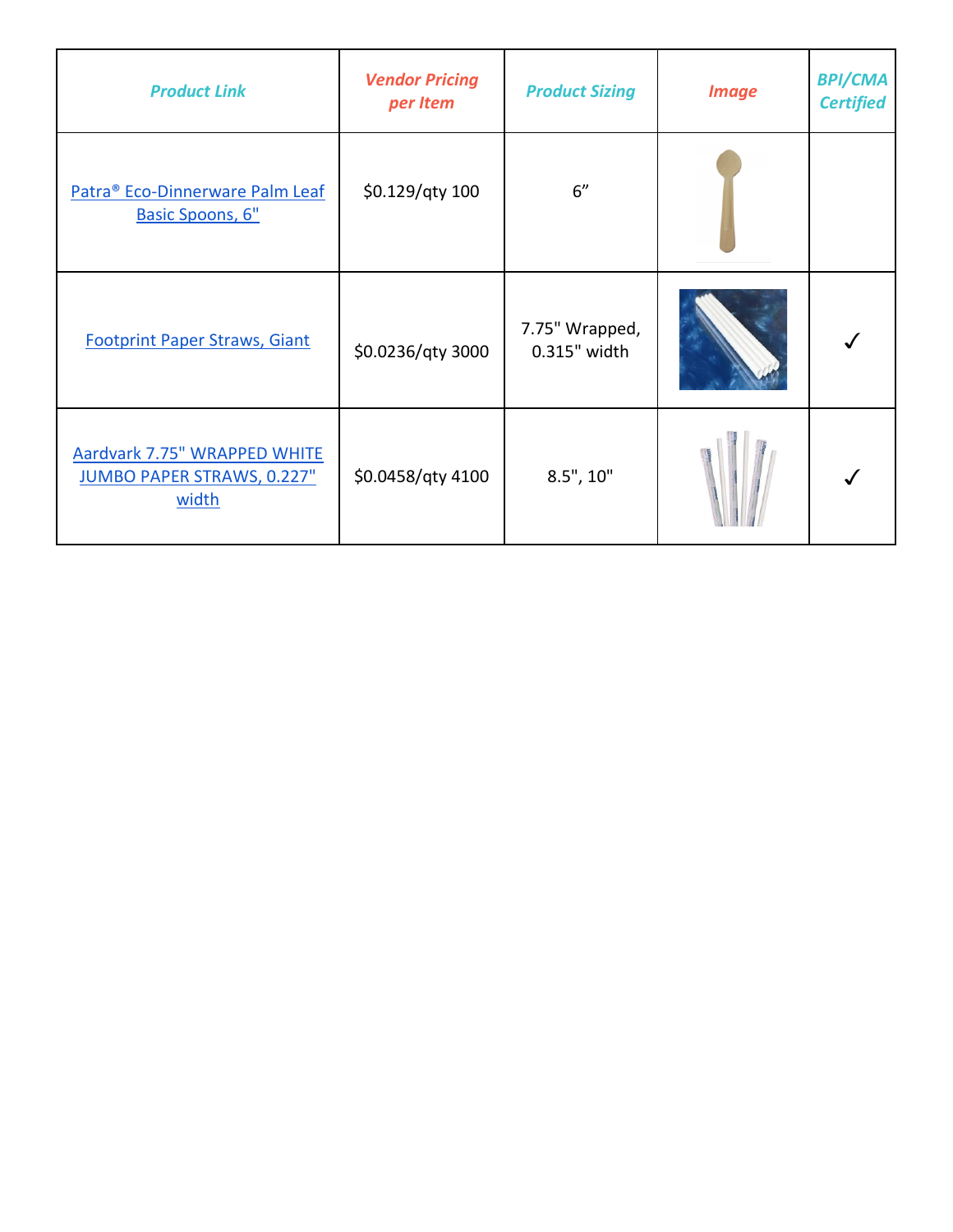| Product Link | Vendor Pricing per Item | Product Sizing | Image | BPI/CMA Certified |
|---|---|---|---|---|
| Patra® Eco-Dinnerware Palm Leaf Basic Spoons, 6" | $0.129/qty 100 | 6” | | |
| Footprint Paper Straws, Giant | $0.0236/qty 3000 | 7.75" Wrapped, 0.315" width | | ✓ |
| Aardvark 7.75" WRAPPED WHITE JUMBO PAPER STRAWS, 0.227" width | $0.0458/qty 4100 | 8.5", 10" | | ✓ |